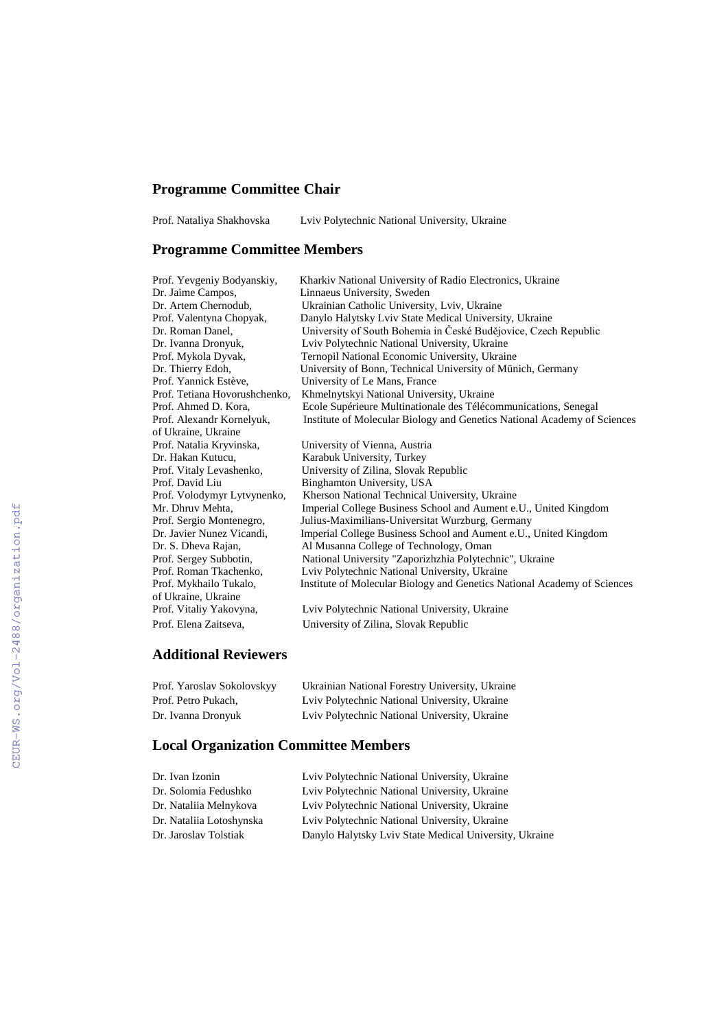## Programme Committee Chair

Prof. Nataliya Shakhovska Lviv Polytechnic National University, Ukraine

## Programme Committee Members

Prof. Yevgeniy Bodyanskiy, Kharkiv National University of Radio Electronics, Ukraine
Dr. Jaime Campos, Linnaeus University, Sweden
Dr. Artem Chernodub, Ukrainian Catholic University, Lviv, Ukraine
Prof. Valentyna Chopyak, Danylo Halytsky Lviv State Medical University, Ukraine
Dr. Roman Danel, University of South Bohemia in České Budějovice, Czech Republic
Dr. Ivanna Dronyuk, Lviv Polytechnic National University, Ukraine
Prof. Mykola Dyvak, Ternopil National Economic University, Ukraine
Dr. Thierry Edoh, University of Bonn, Technical University of Münich, Germany
Prof. Yannick Estève, University of Le Mans, France
Prof. Tetiana Hovorushchenko, Khmelnytskyi National University, Ukraine
Prof. Ahmed D. Kora, Ecole Supérieure Multinationale des Télécommunications, Senegal
Prof. Alexandr Kornelyuk, Institute of Molecular Biology and Genetics National Academy of Sciences of Ukraine, Ukraine
Prof. Natalia Kryvinska, University of Vienna, Austria
Dr. Hakan Kutucu, Karabuk University, Turkey
Prof. Vitaly Levashenko, University of Zilina, Slovak Republic
Prof. David Liu Binghamton University, USA
Prof. Volodymyr Lytvynenko, Kherson National Technical University, Ukraine
Mr. Dhruv Mehta, Imperial College Business School and Aument e.U., United Kingdom
Prof. Sergio Montenegro, Julius-Maximilians-Universitat Wurzburg, Germany
Dr. Javier Nunez Vicandi, Imperial College Business School and Aument e.U., United Kingdom
Dr. S. Dheva Rajan, Al Musanna College of Technology, Oman
Prof. Sergey Subbotin, National University "Zaporizhzhia Polytechnic", Ukraine
Prof. Roman Tkachenko, Lviv Polytechnic National University, Ukraine
Prof. Mykhailo Tukalo, Institute of Molecular Biology and Genetics National Academy of Sciences of Ukraine, Ukraine
Prof. Vitaliy Yakovyna, Lviv Polytechnic National University, Ukraine
Prof. Elena Zaitseva, University of Zilina, Slovak Republic

## Additional Reviewers

Prof. Yaroslav Sokolovskyy Ukrainian National Forestry University, Ukraine
Prof. Petro Pukach, Lviv Polytechnic National University, Ukraine
Dr. Ivanna Dronyuk Lviv Polytechnic National University, Ukraine

## Local Organization Committee Members

Dr. Ivan Izonin Lviv Polytechnic National University, Ukraine
Dr. Solomia Fedushko Lviv Polytechnic National University, Ukraine
Dr. Nataliia Melnykova Lviv Polytechnic National University, Ukraine
Dr. Nataliia Lotoshynska Lviv Polytechnic National University, Ukraine
Dr. Jaroslav Tolstiak Danylo Halytsky Lviv State Medical University, Ukraine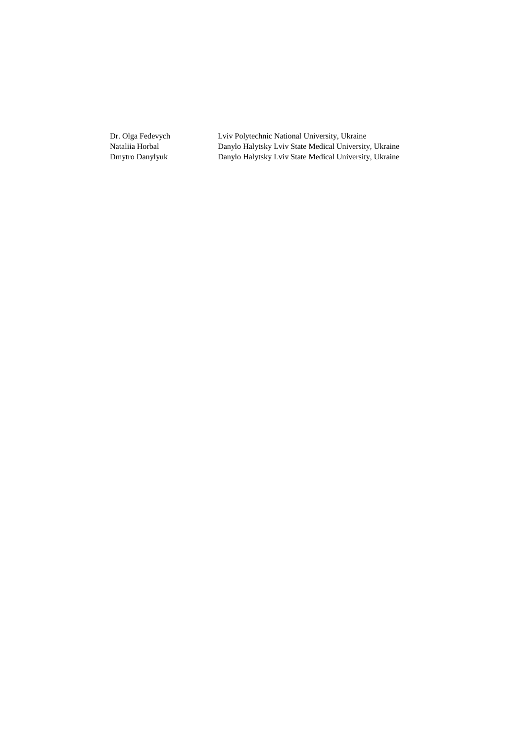| | |
|---|---|
| Dr. Olga Fedevych | Lviv Polytechnic National University, Ukraine |
| Nataliia Horbal | Danylo Halytsky Lviv State Medical University, Ukraine |
| Dmytro Danylyuk | Danylo Halytsky Lviv State Medical University, Ukraine |